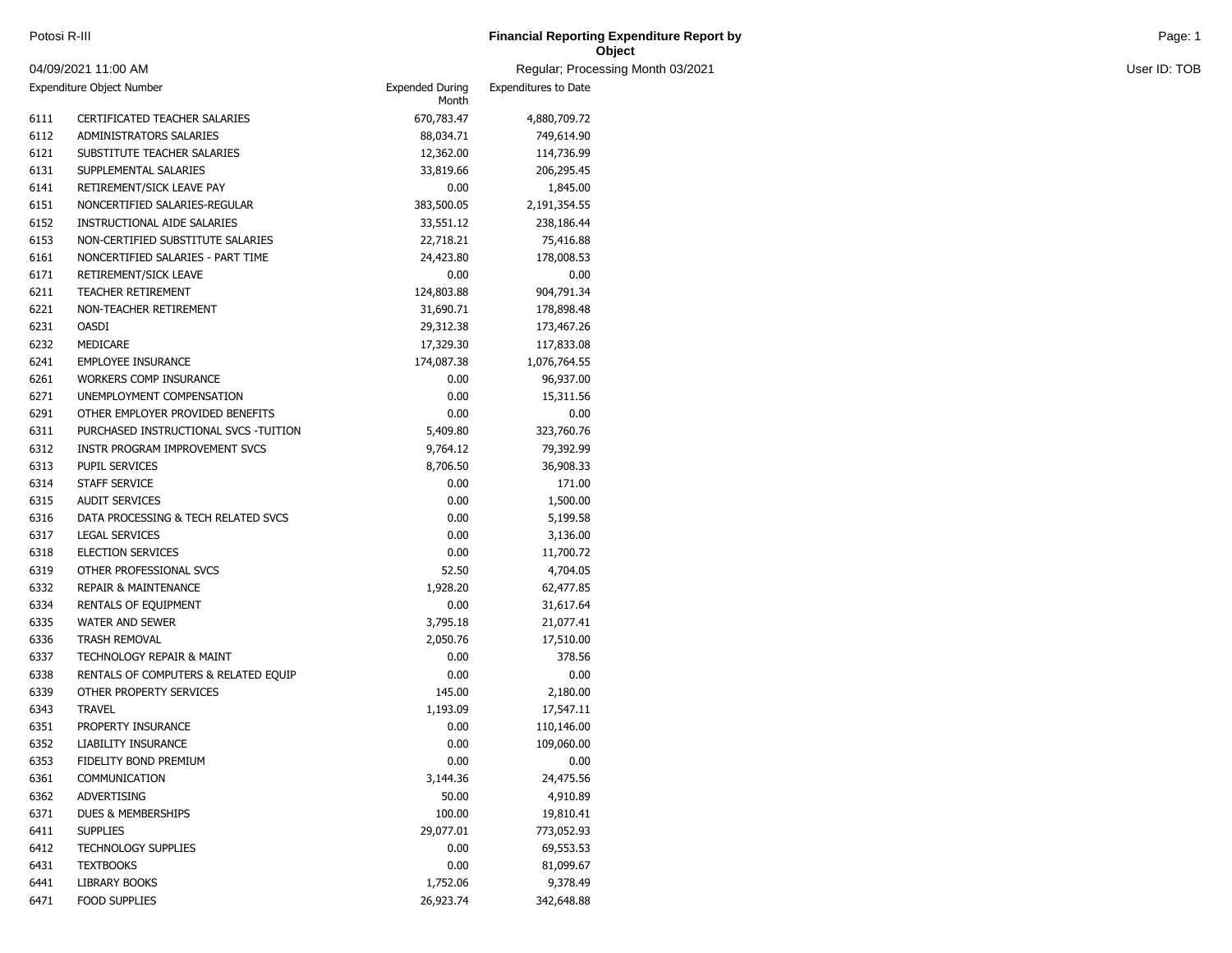Potosi R-III

# Financial Reporting Expenditure Report by Object

04/09/2021 11:00 AM

Regular; Processing Month 03/2021

User ID: TOB

| Expenditure Object Number | | Expended During Month | Expenditures to Date |
|---|---|---|---|
| 6111 | CERTIFICATED TEACHER SALARIES | 670,783.47 | 4,880,709.72 |
| 6112 | ADMINISTRATORS SALARIES | 88,034.71 | 749,614.90 |
| 6121 | SUBSTITUTE TEACHER SALARIES | 12,362.00 | 114,736.99 |
| 6131 | SUPPLEMENTAL SALARIES | 33,819.66 | 206,295.45 |
| 6141 | RETIREMENT/SICK LEAVE PAY | 0.00 | 1,845.00 |
| 6151 | NONCERTIFIED SALARIES-REGULAR | 383,500.05 | 2,191,354.55 |
| 6152 | INSTRUCTIONAL AIDE SALARIES | 33,551.12 | 238,186.44 |
| 6153 | NON-CERTIFIED SUBSTITUTE SALARIES | 22,718.21 | 75,416.88 |
| 6161 | NONCERTIFIED SALARIES - PART TIME | 24,423.80 | 178,008.53 |
| 6171 | RETIREMENT/SICK LEAVE | 0.00 | 0.00 |
| 6211 | TEACHER RETIREMENT | 124,803.88 | 904,791.34 |
| 6221 | NON-TEACHER RETIREMENT | 31,690.71 | 178,898.48 |
| 6231 | OASDI | 29,312.38 | 173,467.26 |
| 6232 | MEDICARE | 17,329.30 | 117,833.08 |
| 6241 | EMPLOYEE INSURANCE | 174,087.38 | 1,076,764.55 |
| 6261 | WORKERS COMP INSURANCE | 0.00 | 96,937.00 |
| 6271 | UNEMPLOYMENT COMPENSATION | 0.00 | 15,311.56 |
| 6291 | OTHER EMPLOYER PROVIDED BENEFITS | 0.00 | 0.00 |
| 6311 | PURCHASED INSTRUCTIONAL SVCS -TUITION | 5,409.80 | 323,760.76 |
| 6312 | INSTR PROGRAM IMPROVEMENT SVCS | 9,764.12 | 79,392.99 |
| 6313 | PUPIL SERVICES | 8,706.50 | 36,908.33 |
| 6314 | STAFF SERVICE | 0.00 | 171.00 |
| 6315 | AUDIT SERVICES | 0.00 | 1,500.00 |
| 6316 | DATA PROCESSING & TECH RELATED SVCS | 0.00 | 5,199.58 |
| 6317 | LEGAL SERVICES | 0.00 | 3,136.00 |
| 6318 | ELECTION SERVICES | 0.00 | 11,700.72 |
| 6319 | OTHER PROFESSIONAL SVCS | 52.50 | 4,704.05 |
| 6332 | REPAIR & MAINTENANCE | 1,928.20 | 62,477.85 |
| 6334 | RENTALS OF EQUIPMENT | 0.00 | 31,617.64 |
| 6335 | WATER AND SEWER | 3,795.18 | 21,077.41 |
| 6336 | TRASH REMOVAL | 2,050.76 | 17,510.00 |
| 6337 | TECHNOLOGY REPAIR & MAINT | 0.00 | 378.56 |
| 6338 | RENTALS OF COMPUTERS & RELATED EQUIP | 0.00 | 0.00 |
| 6339 | OTHER PROPERTY SERVICES | 145.00 | 2,180.00 |
| 6343 | TRAVEL | 1,193.09 | 17,547.11 |
| 6351 | PROPERTY INSURANCE | 0.00 | 110,146.00 |
| 6352 | LIABILITY INSURANCE | 0.00 | 109,060.00 |
| 6353 | FIDELITY BOND PREMIUM | 0.00 | 0.00 |
| 6361 | COMMUNICATION | 3,144.36 | 24,475.56 |
| 6362 | ADVERTISING | 50.00 | 4,910.89 |
| 6371 | DUES & MEMBERSHIPS | 100.00 | 19,810.41 |
| 6411 | SUPPLIES | 29,077.01 | 773,052.93 |
| 6412 | TECHNOLOGY SUPPLIES | 0.00 | 69,553.53 |
| 6431 | TEXTBOOKS | 0.00 | 81,099.67 |
| 6441 | LIBRARY BOOKS | 1,752.06 | 9,378.49 |
| 6471 | FOOD SUPPLIES | 26,923.74 | 342,648.88 |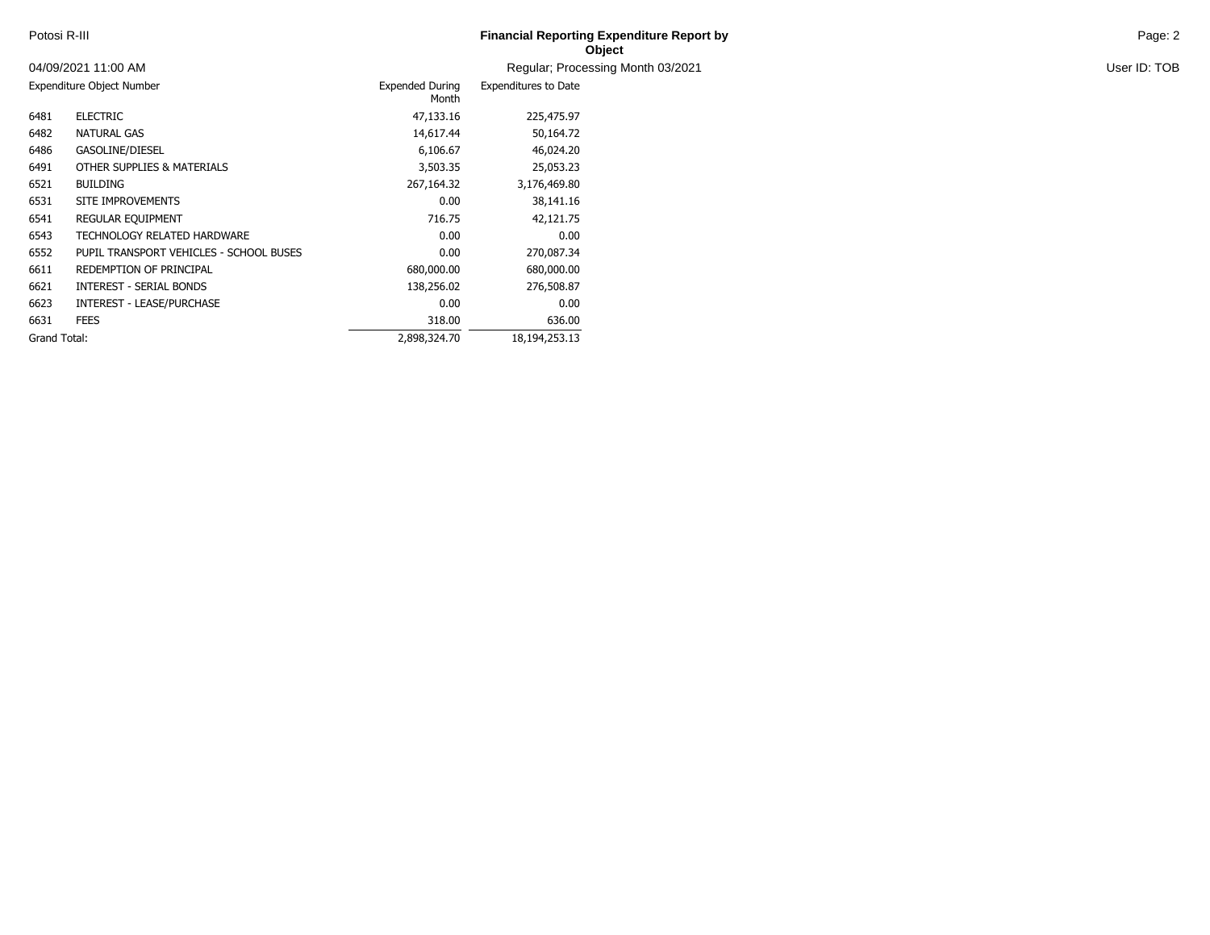| Expenditure Object Number | | Expended During Month | Expenditures to Date |
|---|---|---|---|
| 6481 | ELECTRIC | 47,133.16 | 225,475.97 |
| 6482 | NATURAL GAS | 14,617.44 | 50,164.72 |
| 6486 | GASOLINE/DIESEL | 6,106.67 | 46,024.20 |
| 6491 | OTHER SUPPLIES & MATERIALS | 3,503.35 | 25,053.23 |
| 6521 | BUILDING | 267,164.32 | 3,176,469.80 |
| 6531 | SITE IMPROVEMENTS | 0.00 | 38,141.16 |
| 6541 | REGULAR EQUIPMENT | 716.75 | 42,121.75 |
| 6543 | TECHNOLOGY RELATED HARDWARE | 0.00 | 0.00 |
| 6552 | PUPIL TRANSPORT VEHICLES - SCHOOL BUSES | 0.00 | 270,087.34 |
| 6611 | REDEMPTION OF PRINCIPAL | 680,000.00 | 680,000.00 |
| 6621 | INTEREST - SERIAL BONDS | 138,256.02 | 276,508.87 |
| 6623 | INTEREST - LEASE/PURCHASE | 0.00 | 0.00 |
| 6631 | FEES | 318.00 | 636.00 |
| Grand Total: | | 2,898,324.70 | 18,194,253.13 |